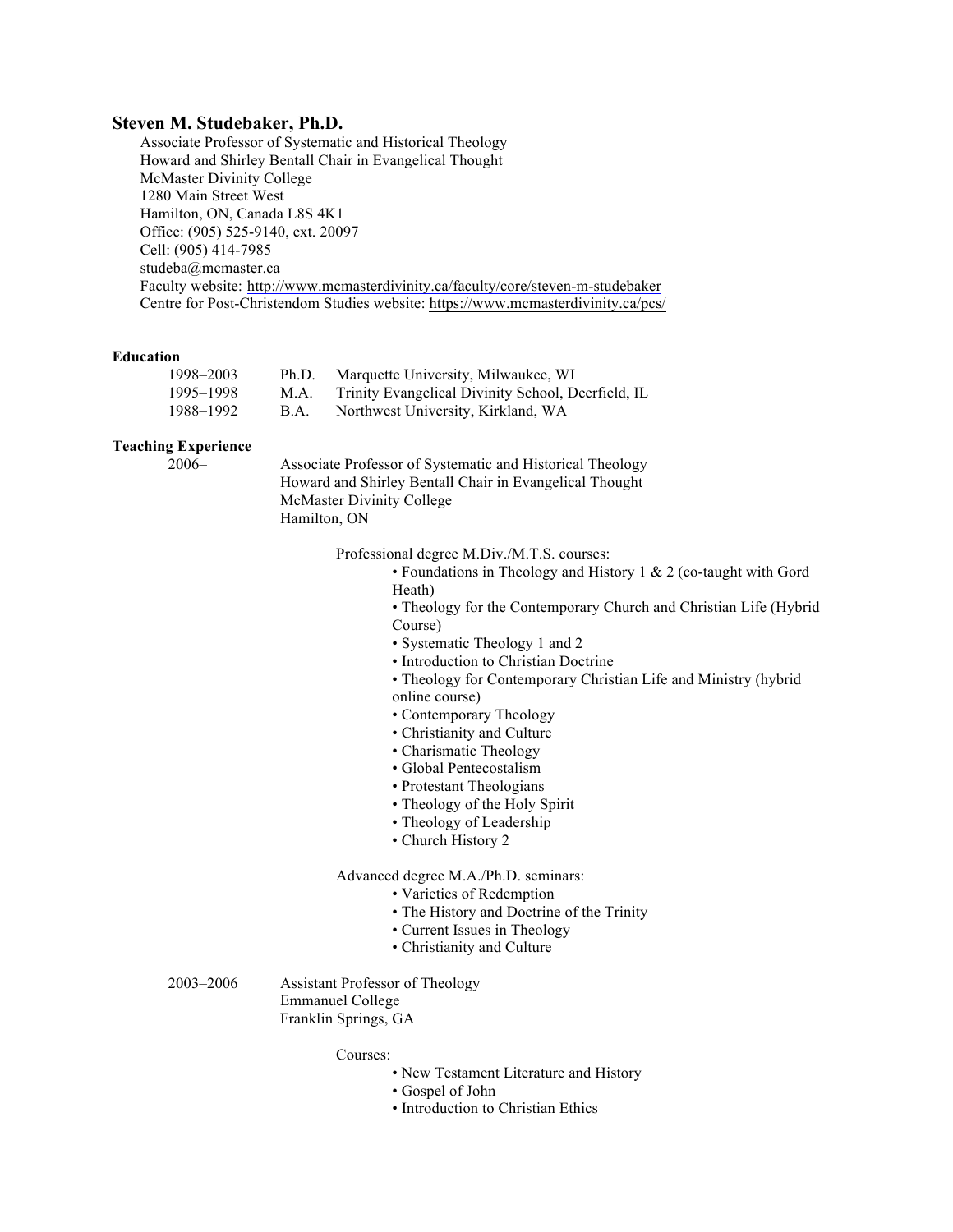# Steven M. Studebaker, Ph.D.

Associate Professor of Systematic and Historical Theology
Howard and Shirley Bentall Chair in Evangelical Thought
McMaster Divinity College
1280 Main Street West
Hamilton, ON, Canada L8S 4K1
Office: (905) 525-9140, ext. 20097
Cell: (905) 414-7985
studeba@mcmaster.ca
Faculty website: http://www.mcmasterdivinity.ca/faculty/core/steven-m-studebaker
Centre for Post-Christendom Studies website: https://www.mcmasterdivinity.ca/pcs/

## Education

| | | |
|---|---|---|
| 1998–2003 | Ph.D. | Marquette University, Milwaukee, WI |
| 1995–1998 | M.A. | Trinity Evangelical Divinity School, Deerfield, IL |
| 1988–1992 | B.A. | Northwest University, Kirkland, WA |

## Teaching Experience

**2006–**

Associate Professor of Systematic and Historical Theology
Howard and Shirley Bentall Chair in Evangelical Thought
McMaster Divinity College
Hamilton, ON

Professional degree M.Div./M.T.S. courses:

- Foundations in Theology and History 1 & 2 (co-taught with Gord Heath)
- Theology for the Contemporary Church and Christian Life (Hybrid Course)
- Systematic Theology 1 and 2
- Introduction to Christian Doctrine
- Theology for Contemporary Christian Life and Ministry (hybrid online course)
- Contemporary Theology
- Christianity and Culture
- Charismatic Theology
- Global Pentecostalism
- Protestant Theologians
- Theology of the Holy Spirit
- Theology of Leadership
- Church History 2

Advanced degree M.A./Ph.D. seminars:

- Varieties of Redemption
- The History and Doctrine of the Trinity
- Current Issues in Theology
- Christianity and Culture

**2003–2006**

Assistant Professor of Theology
Emmanuel College
Franklin Springs, GA

Courses:

- New Testament Literature and History
- Gospel of John
- Introduction to Christian Ethics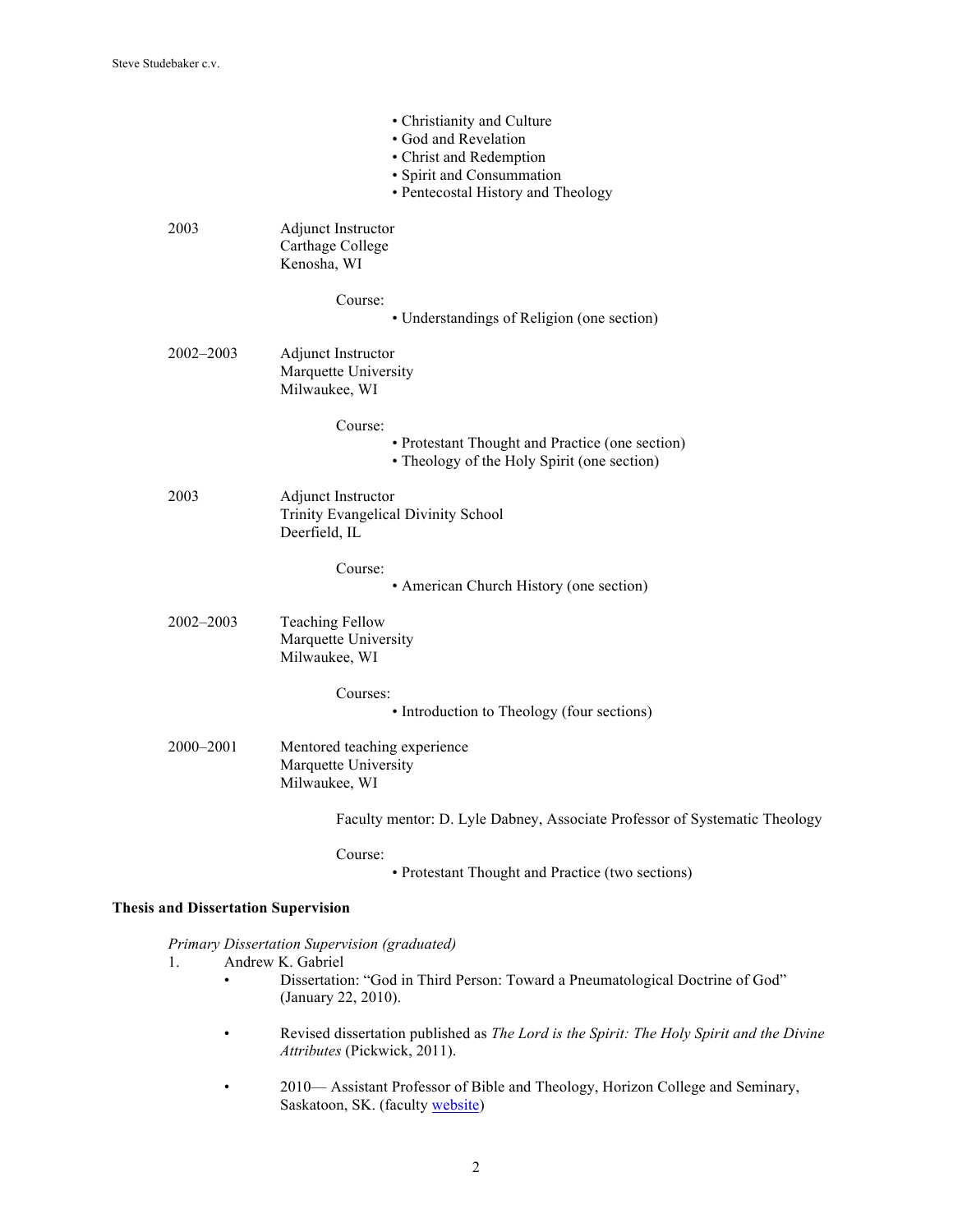- Christianity and Culture
- God and Revelation
- Christ and Redemption
- Spirit and Consummation
- Pentecostal History and Theology

2003 Adjunct Instructor
Carthage College
Kenosha, WI

Course:
- Understandings of Religion (one section)

2002–2003 Adjunct Instructor
Marquette University
Milwaukee, WI

Course:
- Protestant Thought and Practice (one section)
- Theology of the Holy Spirit (one section)

2003 Adjunct Instructor
Trinity Evangelical Divinity School
Deerfield, IL

Course:
- American Church History (one section)

2002–2003 Teaching Fellow
Marquette University
Milwaukee, WI

Courses:
- Introduction to Theology (four sections)

2000–2001 Mentored teaching experience
Marquette University
Milwaukee, WI

Faculty mentor: D. Lyle Dabney, Associate Professor of Systematic Theology

Course:
- Protestant Thought and Practice (two sections)

**Thesis and Dissertation Supervision**

*Primary Dissertation Supervision (graduated)*

1. Andrew K. Gabriel
   - Dissertation: "God in Third Person: Toward a Pneumatological Doctrine of God" (January 22, 2010).
   - Revised dissertation published as *The Lord is the Spirit: The Holy Spirit and the Divine Attributes* (Pickwick, 2011).
   - 2010— Assistant Professor of Bible and Theology, Horizon College and Seminary, Saskatoon, SK. (faculty website)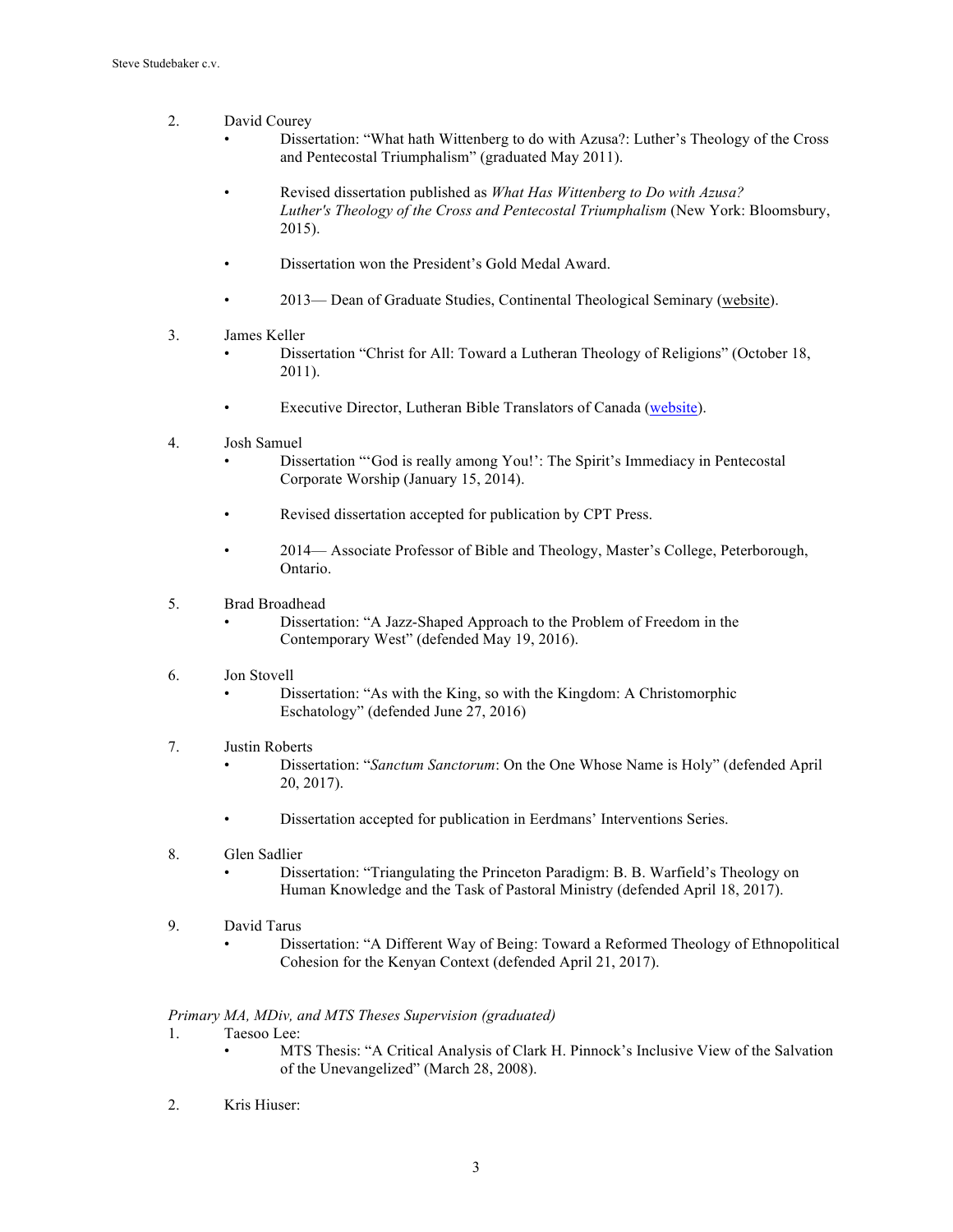2. David Courey
    - Dissertation: "What hath Wittenberg to do with Azusa?: Luther's Theology of the Cross and Pentecostal Triumphalism" (graduated May 2011).
    - Revised dissertation published as *What Has Wittenberg to Do with Azusa? Luther's Theology of the Cross and Pentecostal Triumphalism* (New York: Bloomsbury, 2015).
    - Dissertation won the President's Gold Medal Award.
    - 2013— Dean of Graduate Studies, Continental Theological Seminary (website).

3. James Keller
    - Dissertation "Christ for All: Toward a Lutheran Theology of Religions" (October 18, 2011).
    - Executive Director, Lutheran Bible Translators of Canada (website).

4. Josh Samuel
    - Dissertation "'God is really among You!': The Spirit's Immediacy in Pentecostal Corporate Worship (January 15, 2014).
    - Revised dissertation accepted for publication by CPT Press.
    - 2014— Associate Professor of Bible and Theology, Master's College, Peterborough, Ontario.

5. Brad Broadhead
    - Dissertation: "A Jazz-Shaped Approach to the Problem of Freedom in the Contemporary West" (defended May 19, 2016).

6. Jon Stovell
    - Dissertation: "As with the King, so with the Kingdom: A Christomorphic Eschatology" (defended June 27, 2016)

7. Justin Roberts
    - Dissertation: "*Sanctum Sanctorum*: On the One Whose Name is Holy" (defended April 20, 2017).
    - Dissertation accepted for publication in Eerdmans' Interventions Series.

8. Glen Sadlier
    - Dissertation: "Triangulating the Princeton Paradigm: B. B. Warfield's Theology on Human Knowledge and the Task of Pastoral Ministry (defended April 18, 2017).

9. David Tarus
    - Dissertation: "A Different Way of Being: Toward a Reformed Theology of Ethnopolitical Cohesion for the Kenyan Context (defended April 21, 2017).

*Primary MA, MDiv, and MTS Theses Supervision (graduated)*

1. Taesoo Lee:
    - MTS Thesis: "A Critical Analysis of Clark H. Pinnock's Inclusive View of the Salvation of the Unevangelized" (March 28, 2008).

2. Kris Hiuser: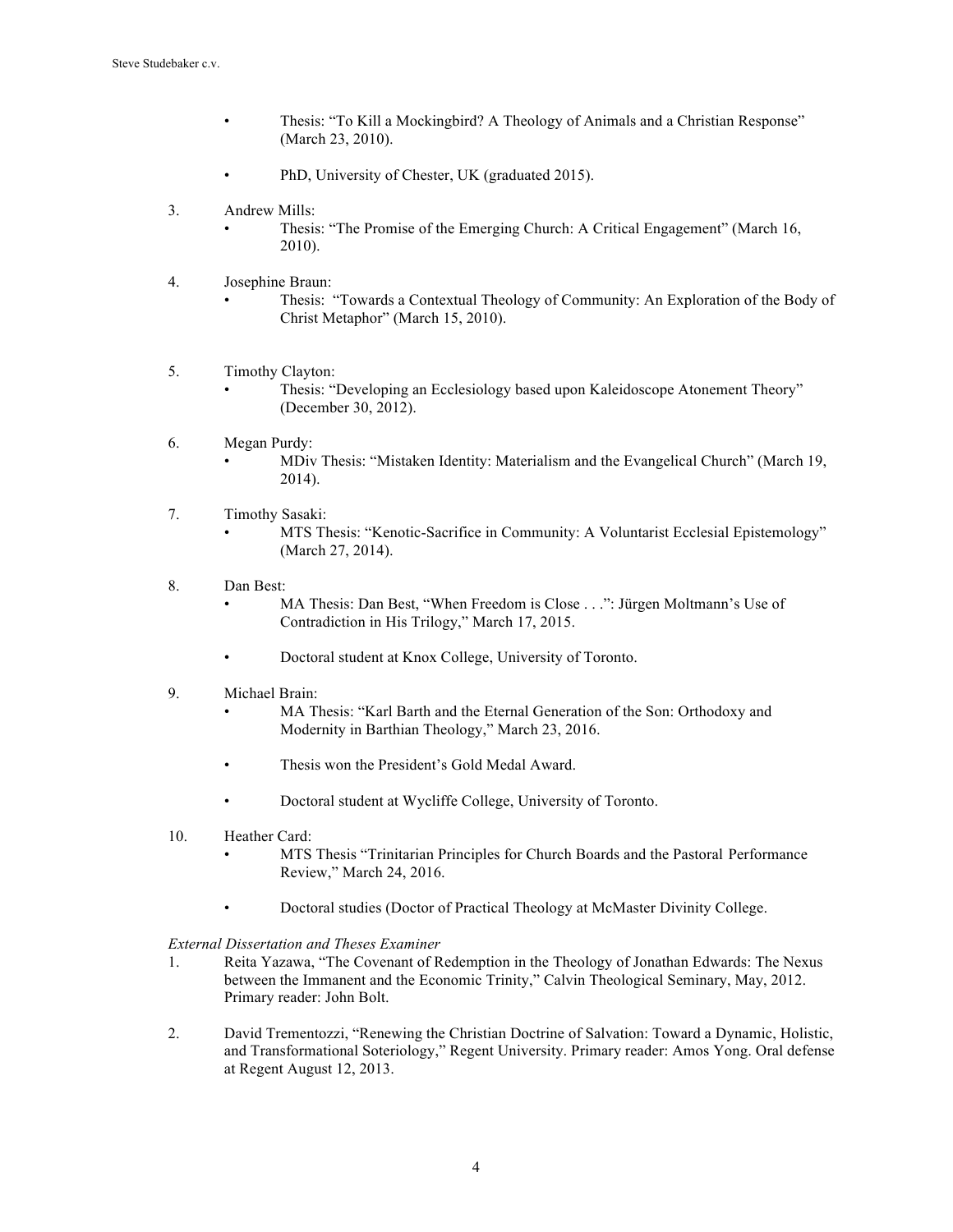- Thesis: "To Kill a Mockingbird? A Theology of Animals and a Christian Response" (March 23, 2010).

- PhD, University of Chester, UK (graduated 2015).

3. Andrew Mills:
   - Thesis: "The Promise of the Emerging Church: A Critical Engagement" (March 16, 2010).

4. Josephine Braun:
   - Thesis: "Towards a Contextual Theology of Community: An Exploration of the Body of Christ Metaphor" (March 15, 2010).

5. Timothy Clayton:
   - Thesis: "Developing an Ecclesiology based upon Kaleidoscope Atonement Theory" (December 30, 2012).

6. Megan Purdy:
   - MDiv Thesis: "Mistaken Identity: Materialism and the Evangelical Church" (March 19, 2014).

7. Timothy Sasaki:
   - MTS Thesis: "Kenotic-Sacrifice in Community: A Voluntarist Ecclesial Epistemology" (March 27, 2014).

8. Dan Best:
   - MA Thesis: Dan Best, "When Freedom is Close . . .": Jürgen Moltmann's Use of Contradiction in His Trilogy," March 17, 2015.

   - Doctoral student at Knox College, University of Toronto.

9. Michael Brain:
   - MA Thesis: "Karl Barth and the Eternal Generation of the Son: Orthodoxy and Modernity in Barthian Theology," March 23, 2016.

   - Thesis won the President's Gold Medal Award.

   - Doctoral student at Wycliffe College, University of Toronto.

10. Heather Card:
    - MTS Thesis "Trinitarian Principles for Church Boards and the Pastoral Performance Review," March 24, 2016.

    - Doctoral studies (Doctor of Practical Theology at McMaster Divinity College.

*External Dissertation and Theses Examiner*

1. Reita Yazawa, "The Covenant of Redemption in the Theology of Jonathan Edwards: The Nexus between the Immanent and the Economic Trinity," Calvin Theological Seminary, May, 2012. Primary reader: John Bolt.

2. David Trementozzi, "Renewing the Christian Doctrine of Salvation: Toward a Dynamic, Holistic, and Transformational Soteriology," Regent University. Primary reader: Amos Yong. Oral defense at Regent August 12, 2013.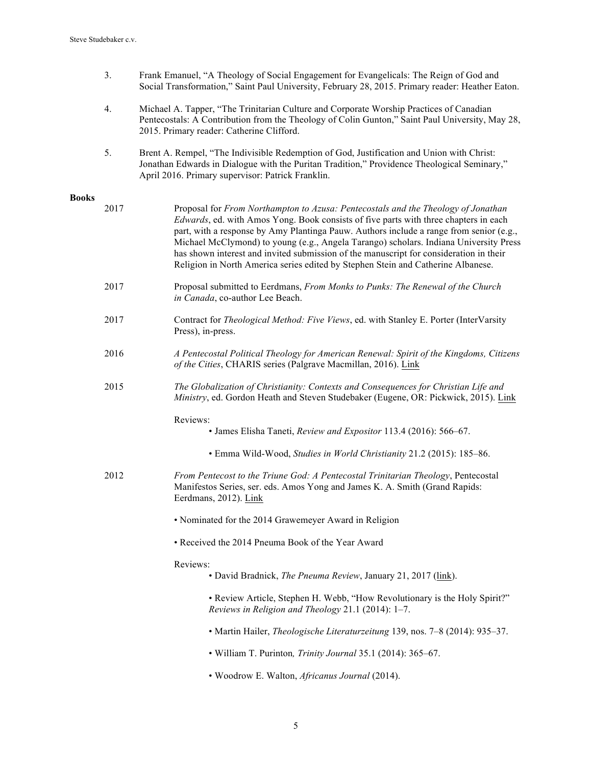3. Frank Emanuel, "A Theology of Social Engagement for Evangelicals: The Reign of God and Social Transformation," Saint Paul University, February 28, 2015. Primary reader: Heather Eaton.

4. Michael A. Tapper, "The Trinitarian Culture and Corporate Worship Practices of Canadian Pentecostals: A Contribution from the Theology of Colin Gunton," Saint Paul University, May 28, 2015. Primary reader: Catherine Clifford.

5. Brent A. Rempel, "The Indivisible Redemption of God, Justification and Union with Christ: Jonathan Edwards in Dialogue with the Puritan Tradition," Providence Theological Seminary," April 2016. Primary supervisor: Patrick Franklin.

**Books**

2017 — Proposal for *From Northampton to Azusa: Pentecostals and the Theology of Jonathan Edwards*, ed. with Amos Yong. Book consists of five parts with three chapters in each part, with a response by Amy Plantinga Pauw. Authors include a range from senior (e.g., Michael McClymond) to young (e.g., Angela Tarango) scholars. Indiana University Press has shown interest and invited submission of the manuscript for consideration in their Religion in North America series edited by Stephen Stein and Catherine Albanese.

2017 — Proposal submitted to Eerdmans, *From Monks to Punks: The Renewal of the Church in Canada*, co-author Lee Beach.

2017 — Contract for *Theological Method: Five Views*, ed. with Stanley E. Porter (InterVarsity Press), in-press.

2016 — *A Pentecostal Political Theology for American Renewal: Spirit of the Kingdoms, Citizens of the Cities*, CHARIS series (Palgrave Macmillan, 2016). Link

2015 — *The Globalization of Christianity: Contexts and Consequences for Christian Life and Ministry*, ed. Gordon Heath and Steven Studebaker (Eugene, OR: Pickwick, 2015). Link

Reviews:

- James Elisha Taneti, *Review and Expositor* 113.4 (2016): 566–67.
- Emma Wild-Wood, *Studies in World Christianity* 21.2 (2015): 185–86.

2012 — *From Pentecost to the Triune God: A Pentecostal Trinitarian Theology*, Pentecostal Manifestos Series, ser. eds. Amos Yong and James K. A. Smith (Grand Rapids: Eerdmans, 2012). Link

- Nominated for the 2014 Grawemeyer Award in Religion
- Received the 2014 Pneuma Book of the Year Award

Reviews:

- David Bradnick, *The Pneuma Review*, January 21, 2017 (link).
- Review Article, Stephen H. Webb, "How Revolutionary is the Holy Spirit?" *Reviews in Religion and Theology* 21.1 (2014): 1–7.
- Martin Hailer, *Theologische Literaturzeitung* 139, nos. 7–8 (2014): 935–37.
- William T. Purinton*, Trinity Journal* 35.1 (2014): 365–67.
- Woodrow E. Walton, *Africanus Journal* (2014).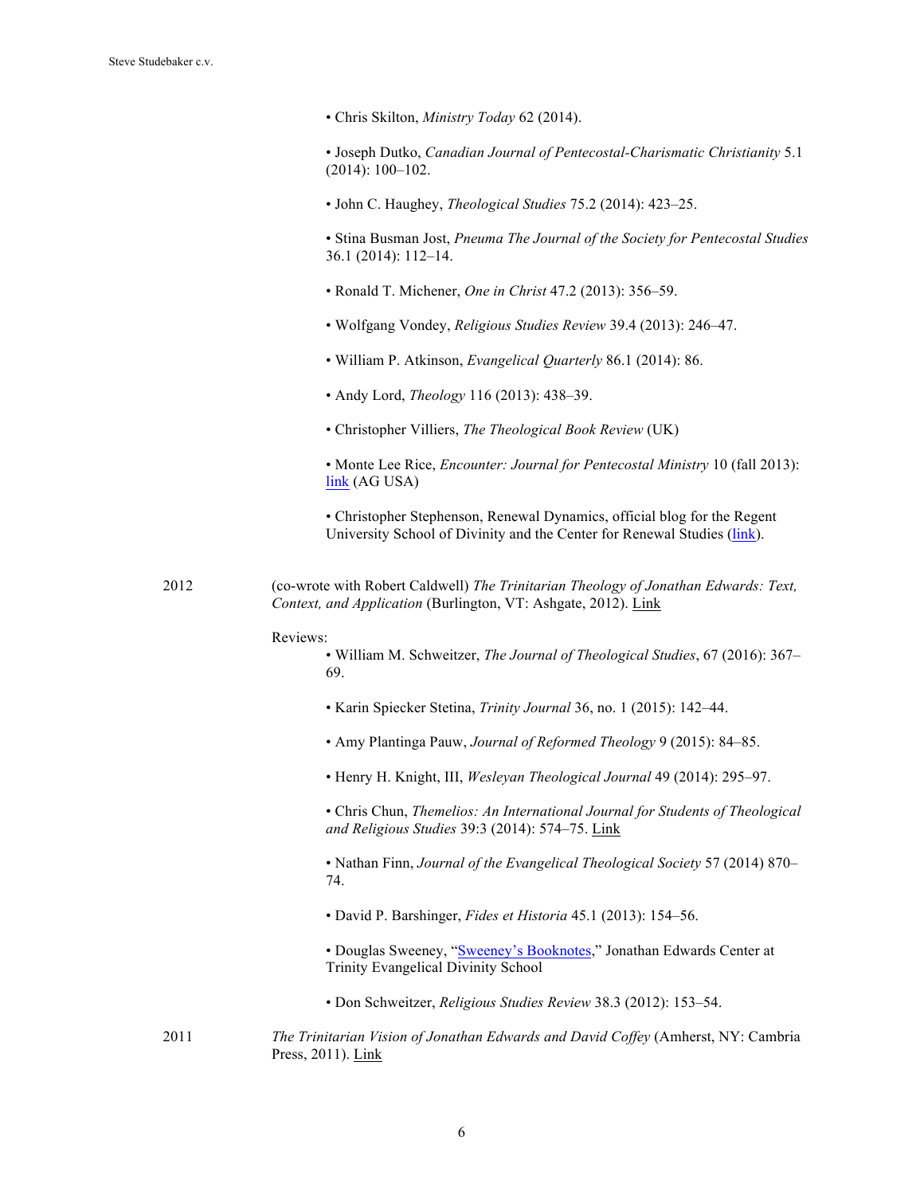• Chris Skilton, *Ministry Today* 62 (2014).

• Joseph Dutko, *Canadian Journal of Pentecostal-Charismatic Christianity* 5.1 (2014): 100–102.

• John C. Haughey, *Theological Studies* 75.2 (2014): 423–25.

• Stina Busman Jost, *Pneuma The Journal of the Society for Pentecostal Studies* 36.1 (2014): 112–14.

• Ronald T. Michener, *One in Christ* 47.2 (2013): 356–59.

• Wolfgang Vondey, *Religious Studies Review* 39.4 (2013): 246–47.

• William P. Atkinson, *Evangelical Quarterly* 86.1 (2014): 86.

• Andy Lord, *Theology* 116 (2013): 438–39.

• Christopher Villiers, *The Theological Book Review* (UK)

• Monte Lee Rice, *Encounter: Journal for Pentecostal Ministry* 10 (fall 2013): link (AG USA)

• Christopher Stephenson, Renewal Dynamics, official blog for the Regent University School of Divinity and the Center for Renewal Studies (link).

2012 (co-wrote with Robert Caldwell) *The Trinitarian Theology of Jonathan Edwards: Text, Context, and Application* (Burlington, VT: Ashgate, 2012). Link

Reviews:

• William M. Schweitzer, *The Journal of Theological Studies*, 67 (2016): 367–69.

• Karin Spiecker Stetina, *Trinity Journal* 36, no. 1 (2015): 142–44.

• Amy Plantinga Pauw, *Journal of Reformed Theology* 9 (2015): 84–85.

• Henry H. Knight, III, *Wesleyan Theological Journal* 49 (2014): 295–97.

• Chris Chun, *Themelios: An International Journal for Students of Theological and Religious Studies* 39:3 (2014): 574–75. Link

• Nathan Finn, *Journal of the Evangelical Theological Society* 57 (2014) 870–74.

• David P. Barshinger, *Fides et Historia* 45.1 (2013): 154–56.

• Douglas Sweeney, "Sweeney's Booknotes," Jonathan Edwards Center at Trinity Evangelical Divinity School

• Don Schweitzer, *Religious Studies Review* 38.3 (2012): 153–54.

2011 *The Trinitarian Vision of Jonathan Edwards and David Coffey* (Amherst, NY: Cambria Press, 2011). Link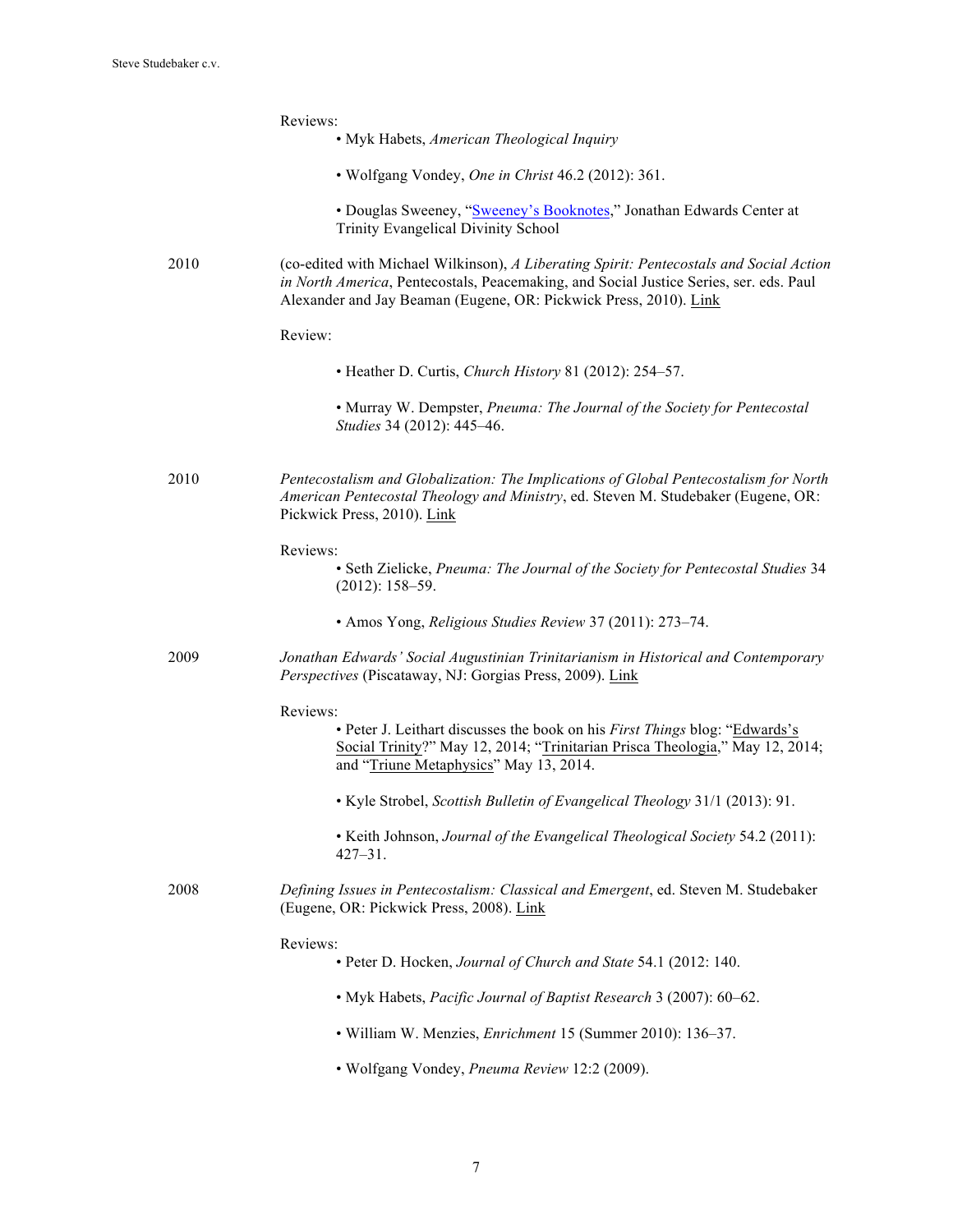Reviews:

- Myk Habets, *American Theological Inquiry*
- Wolfgang Vondey, *One in Christ* 46.2 (2012): 361.
- Douglas Sweeney, "Sweeney's Booknotes," Jonathan Edwards Center at Trinity Evangelical Divinity School

2010 (co-edited with Michael Wilkinson), *A Liberating Spirit: Pentecostals and Social Action in North America*, Pentecostals, Peacemaking, and Social Justice Series, ser. eds. Paul Alexander and Jay Beaman (Eugene, OR: Pickwick Press, 2010). Link

Review:

- Heather D. Curtis, *Church History* 81 (2012): 254–57.
- Murray W. Dempster, *Pneuma: The Journal of the Society for Pentecostal Studies* 34 (2012): 445–46.

2010 *Pentecostalism and Globalization: The Implications of Global Pentecostalism for North American Pentecostal Theology and Ministry*, ed. Steven M. Studebaker (Eugene, OR: Pickwick Press, 2010). Link

Reviews:

- Seth Zielicke, *Pneuma: The Journal of the Society for Pentecostal Studies* 34 (2012): 158–59.
- Amos Yong, *Religious Studies Review* 37 (2011): 273–74.

2009 *Jonathan Edwards' Social Augustinian Trinitarianism in Historical and Contemporary Perspectives* (Piscataway, NJ: Gorgias Press, 2009). Link

Reviews:

- Peter J. Leithart discusses the book on his *First Things* blog: "Edwards's Social Trinity?" May 12, 2014; "Trinitarian Prisca Theologia," May 12, 2014; and "Triune Metaphysics" May 13, 2014.
- Kyle Strobel, *Scottish Bulletin of Evangelical Theology* 31/1 (2013): 91.
- Keith Johnson, *Journal of the Evangelical Theological Society* 54.2 (2011): 427–31.

2008 *Defining Issues in Pentecostalism: Classical and Emergent*, ed. Steven M. Studebaker (Eugene, OR: Pickwick Press, 2008). Link

Reviews:

- Peter D. Hocken, *Journal of Church and State* 54.1 (2012: 140.
- Myk Habets, *Pacific Journal of Baptist Research* 3 (2007): 60–62.
- William W. Menzies, *Enrichment* 15 (Summer 2010): 136–37.
- Wolfgang Vondey, *Pneuma Review* 12:2 (2009).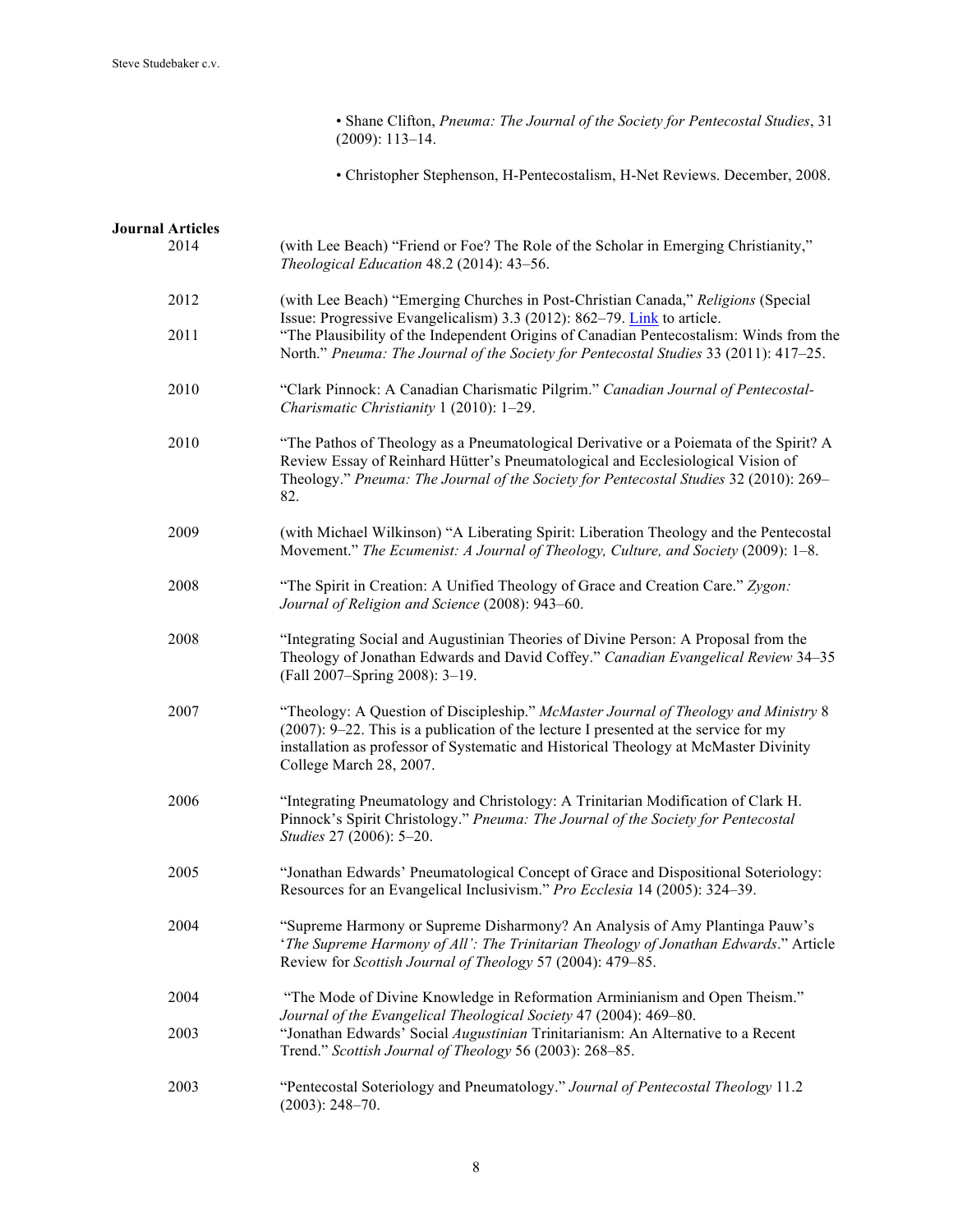- Shane Clifton, *Pneuma: The Journal of the Society for Pentecostal Studies*, 31 (2009): 113–14.

- Christopher Stephenson, H-Pentecostalism, H-Net Reviews. December, 2008.

**Journal Articles**

2014 (with Lee Beach) "Friend or Foe? The Role of the Scholar in Emerging Christianity," *Theological Education* 48.2 (2014): 43–56.

2012 (with Lee Beach) "Emerging Churches in Post-Christian Canada," *Religions* (Special Issue: Progressive Evangelicalism) 3.3 (2012): 862–79. Link to article.

2011 "The Plausibility of the Independent Origins of Canadian Pentecostalism: Winds from the North." *Pneuma: The Journal of the Society for Pentecostal Studies* 33 (2011): 417–25.

2010 "Clark Pinnock: A Canadian Charismatic Pilgrim." *Canadian Journal of Pentecostal-Charismatic Christianity* 1 (2010): 1–29.

2010 "The Pathos of Theology as a Pneumatological Derivative or a Poiemata of the Spirit? A Review Essay of Reinhard Hütter's Pneumatological and Ecclesiological Vision of Theology." *Pneuma: The Journal of the Society for Pentecostal Studies* 32 (2010): 269–82.

2009 (with Michael Wilkinson) "A Liberating Spirit: Liberation Theology and the Pentecostal Movement." *The Ecumenist: A Journal of Theology, Culture, and Society* (2009): 1–8.

2008 "The Spirit in Creation: A Unified Theology of Grace and Creation Care." *Zygon: Journal of Religion and Science* (2008): 943–60.

2008 "Integrating Social and Augustinian Theories of Divine Person: A Proposal from the Theology of Jonathan Edwards and David Coffey." *Canadian Evangelical Review* 34–35 (Fall 2007–Spring 2008): 3–19.

2007 "Theology: A Question of Discipleship." *McMaster Journal of Theology and Ministry* 8 (2007): 9–22. This is a publication of the lecture I presented at the service for my installation as professor of Systematic and Historical Theology at McMaster Divinity College March 28, 2007.

2006 "Integrating Pneumatology and Christology: A Trinitarian Modification of Clark H. Pinnock's Spirit Christology." *Pneuma: The Journal of the Society for Pentecostal Studies* 27 (2006): 5–20.

2005 "Jonathan Edwards' Pneumatological Concept of Grace and Dispositional Soteriology: Resources for an Evangelical Inclusivism." *Pro Ecclesia* 14 (2005): 324–39.

2004 "Supreme Harmony or Supreme Disharmony? An Analysis of Amy Plantinga Pauw's '*The Supreme Harmony of All': The Trinitarian Theology of Jonathan Edwards*." Article Review for *Scottish Journal of Theology* 57 (2004): 479–85.

2004 "The Mode of Divine Knowledge in Reformation Arminianism and Open Theism." *Journal of the Evangelical Theological Society* 47 (2004): 469–80.

2003 "Jonathan Edwards' Social *Augustinian* Trinitarianism: An Alternative to a Recent Trend." *Scottish Journal of Theology* 56 (2003): 268–85.

2003 "Pentecostal Soteriology and Pneumatology." *Journal of Pentecostal Theology* 11.2 (2003): 248–70.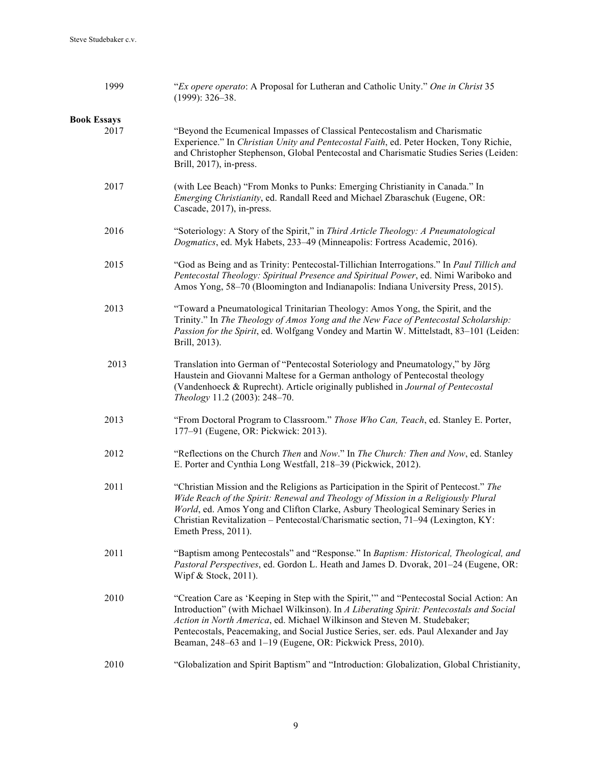1999 "*Ex opere operato*: A Proposal for Lutheran and Catholic Unity." *One in Christ* 35 (1999): 326–38.

**Book Essays**

2017 "Beyond the Ecumenical Impasses of Classical Pentecostalism and Charismatic Experience." In *Christian Unity and Pentecostal Faith*, ed. Peter Hocken, Tony Richie, and Christopher Stephenson, Global Pentecostal and Charismatic Studies Series (Leiden: Brill, 2017), in-press.

2017 (with Lee Beach) "From Monks to Punks: Emerging Christianity in Canada." In *Emerging Christianity*, ed. Randall Reed and Michael Zbaraschuk (Eugene, OR: Cascade, 2017), in-press.

2016 "Soteriology: A Story of the Spirit," in *Third Article Theology: A Pneumatological Dogmatics*, ed. Myk Habets, 233–49 (Minneapolis: Fortress Academic, 2016).

2015 "God as Being and as Trinity: Pentecostal-Tillichian Interrogations." In *Paul Tillich and Pentecostal Theology: Spiritual Presence and Spiritual Power*, ed. Nimi Wariboko and Amos Yong, 58–70 (Bloomington and Indianapolis: Indiana University Press, 2015).

2013 "Toward a Pneumatological Trinitarian Theology: Amos Yong, the Spirit, and the Trinity." In *The Theology of Amos Yong and the New Face of Pentecostal Scholarship: Passion for the Spirit*, ed. Wolfgang Vondey and Martin W. Mittelstadt, 83–101 (Leiden: Brill, 2013).

2013 Translation into German of "Pentecostal Soteriology and Pneumatology," by Jörg Haustein and Giovanni Maltese for a German anthology of Pentecostal theology (Vandenhoeck & Ruprecht). Article originally published in *Journal of Pentecostal Theology* 11.2 (2003): 248–70.

2013 "From Doctoral Program to Classroom." *Those Who Can, Teach*, ed. Stanley E. Porter, 177–91 (Eugene, OR: Pickwick: 2013).

2012 "Reflections on the Church *Then* and *Now*." In *The Church: Then and Now*, ed. Stanley E. Porter and Cynthia Long Westfall, 218–39 (Pickwick, 2012).

2011 "Christian Mission and the Religions as Participation in the Spirit of Pentecost." *The Wide Reach of the Spirit: Renewal and Theology of Mission in a Religiously Plural World*, ed. Amos Yong and Clifton Clarke, Asbury Theological Seminary Series in Christian Revitalization – Pentecostal/Charismatic section, 71–94 (Lexington, KY: Emeth Press, 2011).

2011 "Baptism among Pentecostals" and "Response." In *Baptism: Historical, Theological, and Pastoral Perspectives*, ed. Gordon L. Heath and James D. Dvorak, 201–24 (Eugene, OR: Wipf & Stock, 2011).

2010 "Creation Care as 'Keeping in Step with the Spirit,'" and "Pentecostal Social Action: An Introduction" (with Michael Wilkinson). In *A Liberating Spirit: Pentecostals and Social Action in North America*, ed. Michael Wilkinson and Steven M. Studebaker; Pentecostals, Peacemaking, and Social Justice Series, ser. eds. Paul Alexander and Jay Beaman, 248–63 and 1–19 (Eugene, OR: Pickwick Press, 2010).

2010 "Globalization and Spirit Baptism" and "Introduction: Globalization, Global Christianity,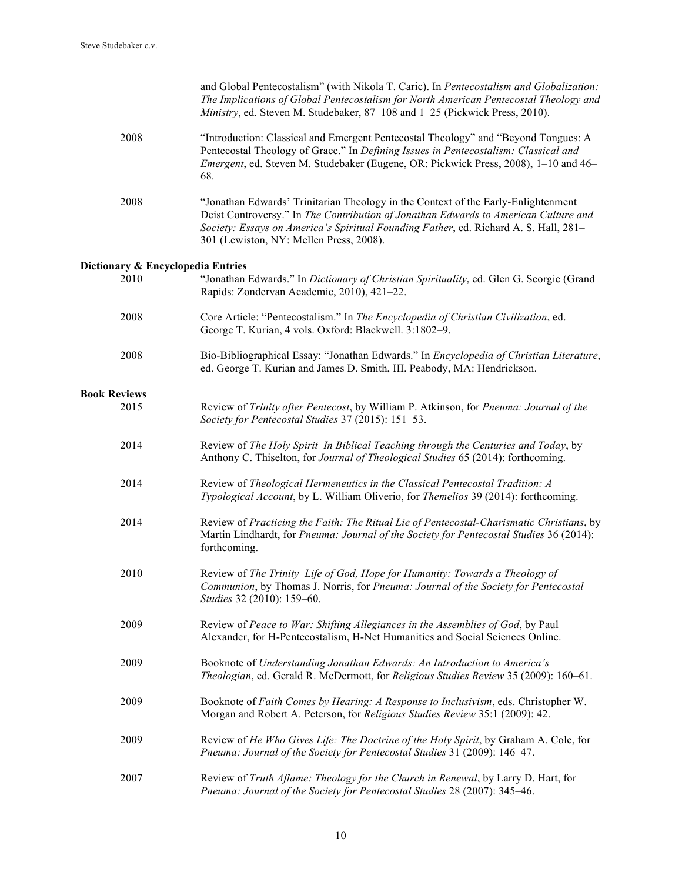and Global Pentecostalism" (with Nikola T. Caric). In *Pentecostalism and Globalization: The Implications of Global Pentecostalism for North American Pentecostal Theology and Ministry*, ed. Steven M. Studebaker, 87–108 and 1–25 (Pickwick Press, 2010).

2008 "Introduction: Classical and Emergent Pentecostal Theology" and "Beyond Tongues: A Pentecostal Theology of Grace." In *Defining Issues in Pentecostalism: Classical and Emergent*, ed. Steven M. Studebaker (Eugene, OR: Pickwick Press, 2008), 1–10 and 46–68.

2008 "Jonathan Edwards' Trinitarian Theology in the Context of the Early-Enlightenment Deist Controversy." In *The Contribution of Jonathan Edwards to American Culture and Society: Essays on America's Spiritual Founding Father*, ed. Richard A. S. Hall, 281–301 (Lewiston, NY: Mellen Press, 2008).

**Dictionary & Encyclopedia Entries**

2010 "Jonathan Edwards." In *Dictionary of Christian Spirituality*, ed. Glen G. Scorgie (Grand Rapids: Zondervan Academic, 2010), 421–22.

2008 Core Article: "Pentecostalism." In *The Encyclopedia of Christian Civilization*, ed. George T. Kurian, 4 vols. Oxford: Blackwell. 3:1802–9.

2008 Bio-Bibliographical Essay: "Jonathan Edwards." In *Encyclopedia of Christian Literature*, ed. George T. Kurian and James D. Smith, III. Peabody, MA: Hendrickson.

**Book Reviews**

2015 Review of *Trinity after Pentecost*, by William P. Atkinson, for *Pneuma: Journal of the Society for Pentecostal Studies* 37 (2015): 151–53.

2014 Review of *The Holy Spirit–In Biblical Teaching through the Centuries and Today*, by Anthony C. Thiselton, for *Journal of Theological Studies* 65 (2014): forthcoming.

2014 Review of *Theological Hermeneutics in the Classical Pentecostal Tradition: A Typological Account*, by L. William Oliverio, for *Themelios* 39 (2014): forthcoming.

2014 Review of *Practicing the Faith: The Ritual Lie of Pentecostal-Charismatic Christians*, by Martin Lindhardt, for *Pneuma: Journal of the Society for Pentecostal Studies* 36 (2014): forthcoming.

2010 Review of *The Trinity–Life of God, Hope for Humanity: Towards a Theology of Communion*, by Thomas J. Norris, for *Pneuma: Journal of the Society for Pentecostal Studies* 32 (2010): 159–60.

2009 Review of *Peace to War: Shifting Allegiances in the Assemblies of God*, by Paul Alexander, for H-Pentecostalism, H-Net Humanities and Social Sciences Online.

2009 Booknote of *Understanding Jonathan Edwards: An Introduction to America's Theologian*, ed. Gerald R. McDermott, for *Religious Studies Review* 35 (2009): 160–61.

2009 Booknote of *Faith Comes by Hearing: A Response to Inclusivism*, eds. Christopher W. Morgan and Robert A. Peterson, for *Religious Studies Review* 35:1 (2009): 42.

2009 Review of *He Who Gives Life: The Doctrine of the Holy Spirit*, by Graham A. Cole, for *Pneuma: Journal of the Society for Pentecostal Studies* 31 (2009): 146–47.

2007 Review of *Truth Aflame: Theology for the Church in Renewal*, by Larry D. Hart, for *Pneuma: Journal of the Society for Pentecostal Studies* 28 (2007): 345–46.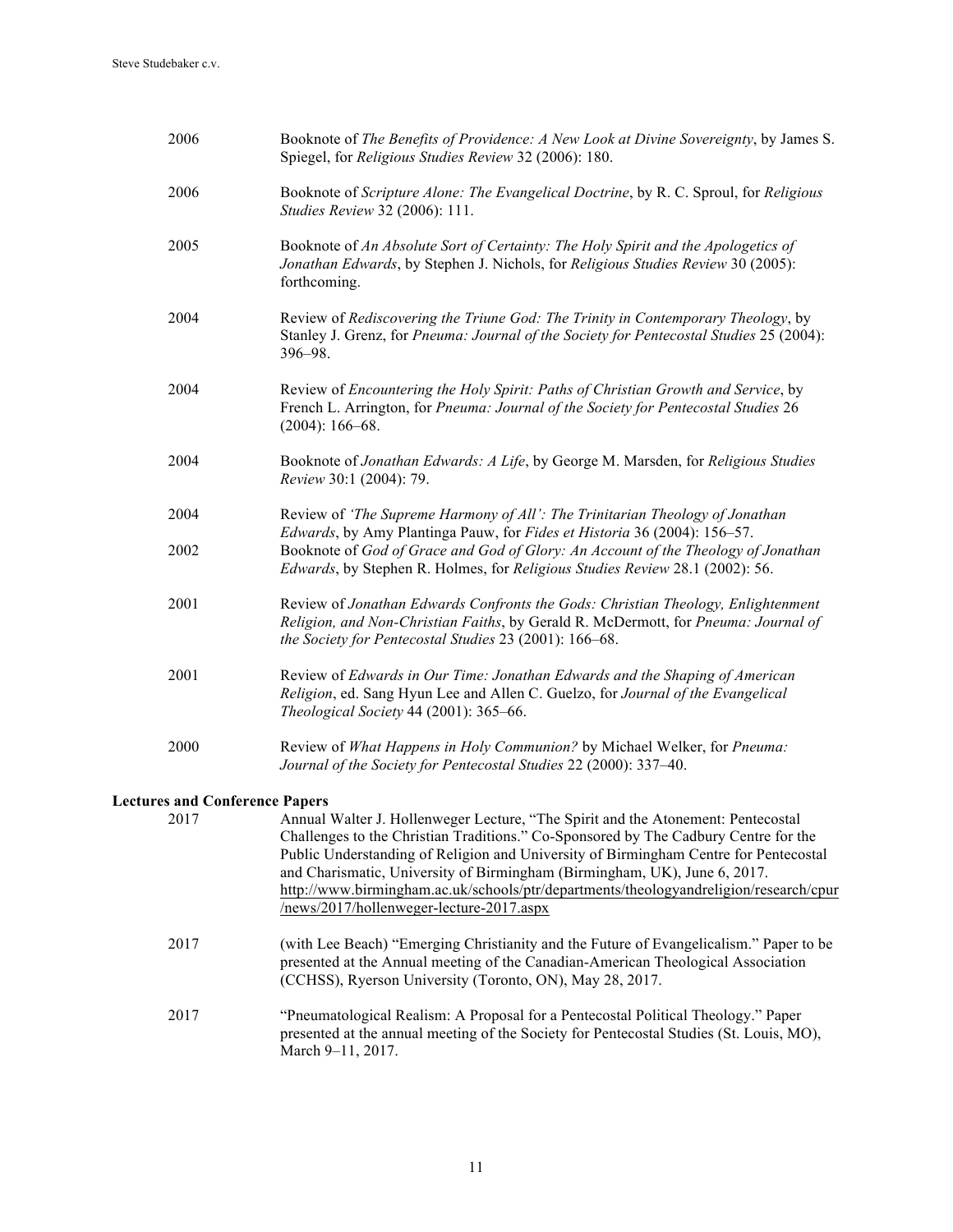2006 Booknote of *The Benefits of Providence: A New Look at Divine Sovereignty*, by James S. Spiegel, for *Religious Studies Review* 32 (2006): 180.

2006 Booknote of *Scripture Alone: The Evangelical Doctrine*, by R. C. Sproul, for *Religious Studies Review* 32 (2006): 111.

2005 Booknote of *An Absolute Sort of Certainty: The Holy Spirit and the Apologetics of Jonathan Edwards*, by Stephen J. Nichols, for *Religious Studies Review* 30 (2005): forthcoming.

2004 Review of *Rediscovering the Triune God: The Trinity in Contemporary Theology*, by Stanley J. Grenz, for *Pneuma: Journal of the Society for Pentecostal Studies* 25 (2004): 396–98.

2004 Review of *Encountering the Holy Spirit: Paths of Christian Growth and Service*, by French L. Arrington, for *Pneuma: Journal of the Society for Pentecostal Studies* 26 (2004): 166–68.

2004 Booknote of *Jonathan Edwards: A Life*, by George M. Marsden, for *Religious Studies Review* 30:1 (2004): 79.

2004 Review of *'The Supreme Harmony of All': The Trinitarian Theology of Jonathan Edwards*, by Amy Plantinga Pauw, for *Fides et Historia* 36 (2004): 156–57.

2002 Booknote of *God of Grace and God of Glory: An Account of the Theology of Jonathan Edwards*, by Stephen R. Holmes, for *Religious Studies Review* 28.1 (2002): 56.

2001 Review of *Jonathan Edwards Confronts the Gods: Christian Theology, Enlightenment Religion, and Non-Christian Faiths*, by Gerald R. McDermott, for *Pneuma: Journal of the Society for Pentecostal Studies* 23 (2001): 166–68.

2001 Review of *Edwards in Our Time: Jonathan Edwards and the Shaping of American Religion*, ed. Sang Hyun Lee and Allen C. Guelzo, for *Journal of the Evangelical Theological Society* 44 (2001): 365–66.

2000 Review of *What Happens in Holy Communion?* by Michael Welker, for *Pneuma: Journal of the Society for Pentecostal Studies* 22 (2000): 337–40.

**Lectures and Conference Papers**

2017 Annual Walter J. Hollenweger Lecture, "The Spirit and the Atonement: Pentecostal Challenges to the Christian Traditions." Co-Sponsored by The Cadbury Centre for the Public Understanding of Religion and University of Birmingham Centre for Pentecostal and Charismatic, University of Birmingham (Birmingham, UK), June 6, 2017. http://www.birmingham.ac.uk/schools/ptr/departments/theologyandreligion/research/cpur/news/2017/hollenweger-lecture-2017.aspx

2017 (with Lee Beach) "Emerging Christianity and the Future of Evangelicalism." Paper to be presented at the Annual meeting of the Canadian-American Theological Association (CCHSS), Ryerson University (Toronto, ON), May 28, 2017.

2017 "Pneumatological Realism: A Proposal for a Pentecostal Political Theology." Paper presented at the annual meeting of the Society for Pentecostal Studies (St. Louis, MO), March 9–11, 2017.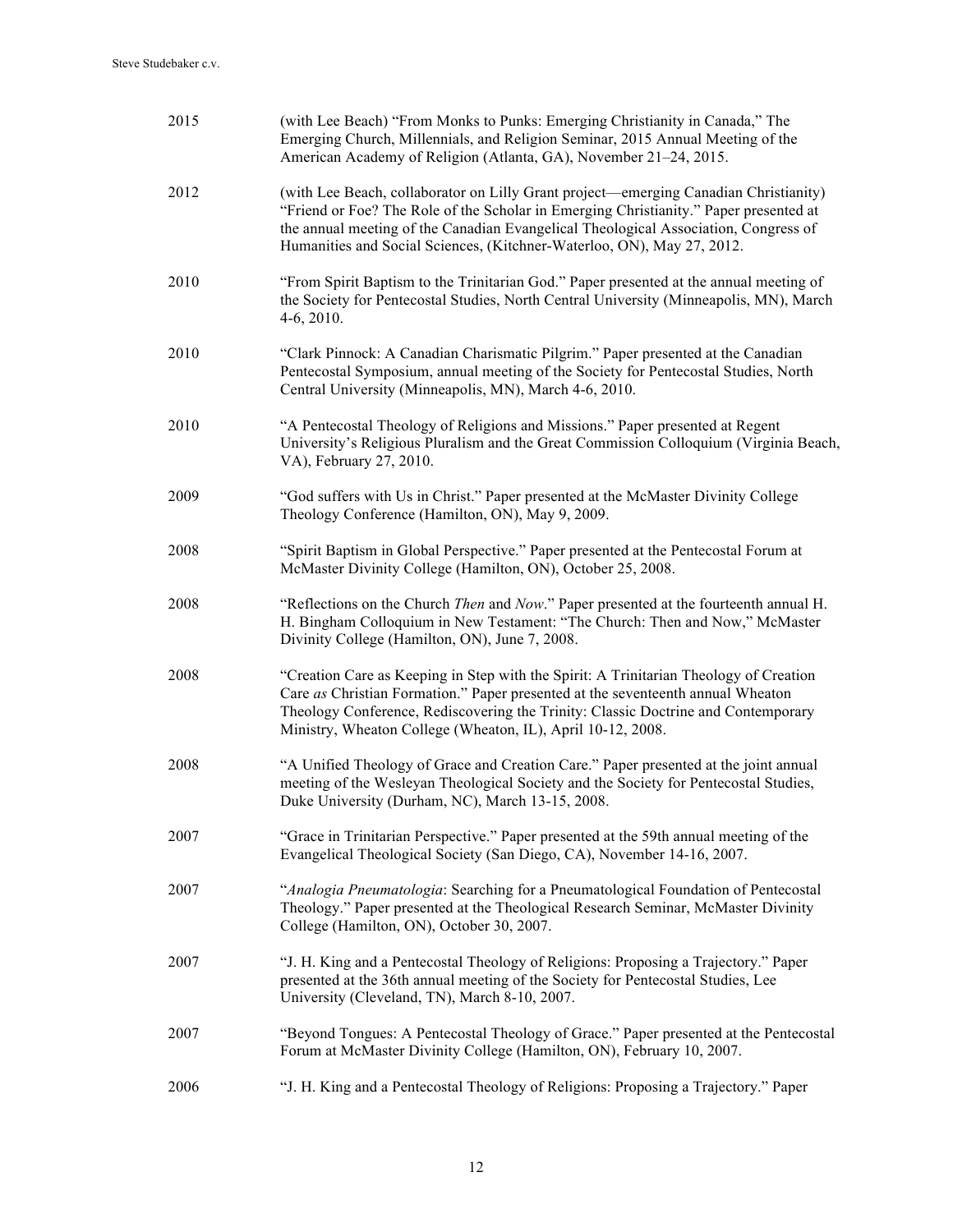2015 (with Lee Beach) "From Monks to Punks: Emerging Christianity in Canada," The Emerging Church, Millennials, and Religion Seminar, 2015 Annual Meeting of the American Academy of Religion (Atlanta, GA), November 21–24, 2015.

2012 (with Lee Beach, collaborator on Lilly Grant project—emerging Canadian Christianity) "Friend or Foe? The Role of the Scholar in Emerging Christianity." Paper presented at the annual meeting of the Canadian Evangelical Theological Association, Congress of Humanities and Social Sciences, (Kitchner-Waterloo, ON), May 27, 2012.

2010 "From Spirit Baptism to the Trinitarian God." Paper presented at the annual meeting of the Society for Pentecostal Studies, North Central University (Minneapolis, MN), March 4-6, 2010.

2010 "Clark Pinnock: A Canadian Charismatic Pilgrim." Paper presented at the Canadian Pentecostal Symposium, annual meeting of the Society for Pentecostal Studies, North Central University (Minneapolis, MN), March 4-6, 2010.

2010 "A Pentecostal Theology of Religions and Missions." Paper presented at Regent University's Religious Pluralism and the Great Commission Colloquium (Virginia Beach, VA), February 27, 2010.

2009 "God suffers with Us in Christ." Paper presented at the McMaster Divinity College Theology Conference (Hamilton, ON), May 9, 2009.

2008 "Spirit Baptism in Global Perspective." Paper presented at the Pentecostal Forum at McMaster Divinity College (Hamilton, ON), October 25, 2008.

2008 "Reflections on the Church *Then* and *Now*." Paper presented at the fourteenth annual H. H. Bingham Colloquium in New Testament: "The Church: Then and Now," McMaster Divinity College (Hamilton, ON), June 7, 2008.

2008 "Creation Care as Keeping in Step with the Spirit: A Trinitarian Theology of Creation Care *as* Christian Formation." Paper presented at the seventeenth annual Wheaton Theology Conference, Rediscovering the Trinity: Classic Doctrine and Contemporary Ministry, Wheaton College (Wheaton, IL), April 10-12, 2008.

2008 "A Unified Theology of Grace and Creation Care." Paper presented at the joint annual meeting of the Wesleyan Theological Society and the Society for Pentecostal Studies, Duke University (Durham, NC), March 13-15, 2008.

2007 "Grace in Trinitarian Perspective." Paper presented at the 59th annual meeting of the Evangelical Theological Society (San Diego, CA), November 14-16, 2007.

2007 "*Analogia Pneumatologia*: Searching for a Pneumatological Foundation of Pentecostal Theology." Paper presented at the Theological Research Seminar, McMaster Divinity College (Hamilton, ON), October 30, 2007.

2007 "J. H. King and a Pentecostal Theology of Religions: Proposing a Trajectory." Paper presented at the 36th annual meeting of the Society for Pentecostal Studies, Lee University (Cleveland, TN), March 8-10, 2007.

2007 "Beyond Tongues: A Pentecostal Theology of Grace." Paper presented at the Pentecostal Forum at McMaster Divinity College (Hamilton, ON), February 10, 2007.

2006 "J. H. King and a Pentecostal Theology of Religions: Proposing a Trajectory." Paper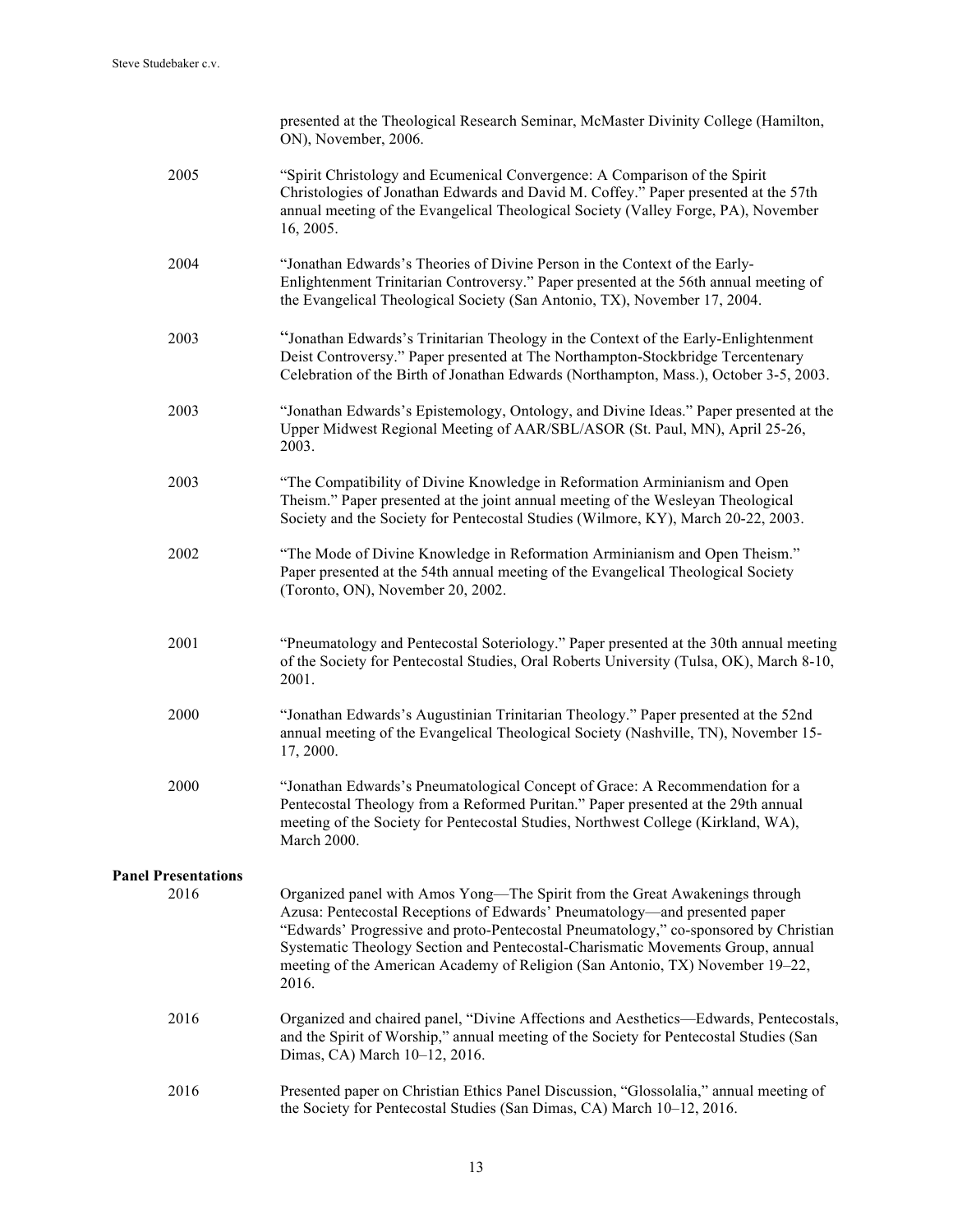presented at the Theological Research Seminar, McMaster Divinity College (Hamilton, ON), November, 2006.

2005 "Spirit Christology and Ecumenical Convergence: A Comparison of the Spirit Christologies of Jonathan Edwards and David M. Coffey." Paper presented at the 57th annual meeting of the Evangelical Theological Society (Valley Forge, PA), November 16, 2005.

2004 "Jonathan Edwards's Theories of Divine Person in the Context of the Early-Enlightenment Trinitarian Controversy." Paper presented at the 56th annual meeting of the Evangelical Theological Society (San Antonio, TX), November 17, 2004.

2003 "Jonathan Edwards's Trinitarian Theology in the Context of the Early-Enlightenment Deist Controversy." Paper presented at The Northampton-Stockbridge Tercentenary Celebration of the Birth of Jonathan Edwards (Northampton, Mass.), October 3-5, 2003.

2003 "Jonathan Edwards's Epistemology, Ontology, and Divine Ideas." Paper presented at the Upper Midwest Regional Meeting of AAR/SBL/ASOR (St. Paul, MN), April 25-26, 2003.

2003 "The Compatibility of Divine Knowledge in Reformation Arminianism and Open Theism." Paper presented at the joint annual meeting of the Wesleyan Theological Society and the Society for Pentecostal Studies (Wilmore, KY), March 20-22, 2003.

2002 "The Mode of Divine Knowledge in Reformation Arminianism and Open Theism." Paper presented at the 54th annual meeting of the Evangelical Theological Society (Toronto, ON), November 20, 2002.

2001 "Pneumatology and Pentecostal Soteriology." Paper presented at the 30th annual meeting of the Society for Pentecostal Studies, Oral Roberts University (Tulsa, OK), March 8-10, 2001.

2000 "Jonathan Edwards's Augustinian Trinitarian Theology." Paper presented at the 52nd annual meeting of the Evangelical Theological Society (Nashville, TN), November 15-17, 2000.

2000 "Jonathan Edwards's Pneumatological Concept of Grace: A Recommendation for a Pentecostal Theology from a Reformed Puritan." Paper presented at the 29th annual meeting of the Society for Pentecostal Studies, Northwest College (Kirkland, WA), March 2000.

**Panel Presentations**

2016 Organized panel with Amos Yong—The Spirit from the Great Awakenings through Azusa: Pentecostal Receptions of Edwards' Pneumatology—and presented paper "Edwards' Progressive and proto-Pentecostal Pneumatology," co-sponsored by Christian Systematic Theology Section and Pentecostal-Charismatic Movements Group, annual meeting of the American Academy of Religion (San Antonio, TX) November 19–22, 2016.

2016 Organized and chaired panel, "Divine Affections and Aesthetics—Edwards, Pentecostals, and the Spirit of Worship," annual meeting of the Society for Pentecostal Studies (San Dimas, CA) March 10–12, 2016.

2016 Presented paper on Christian Ethics Panel Discussion, "Glossolalia," annual meeting of the Society for Pentecostal Studies (San Dimas, CA) March 10–12, 2016.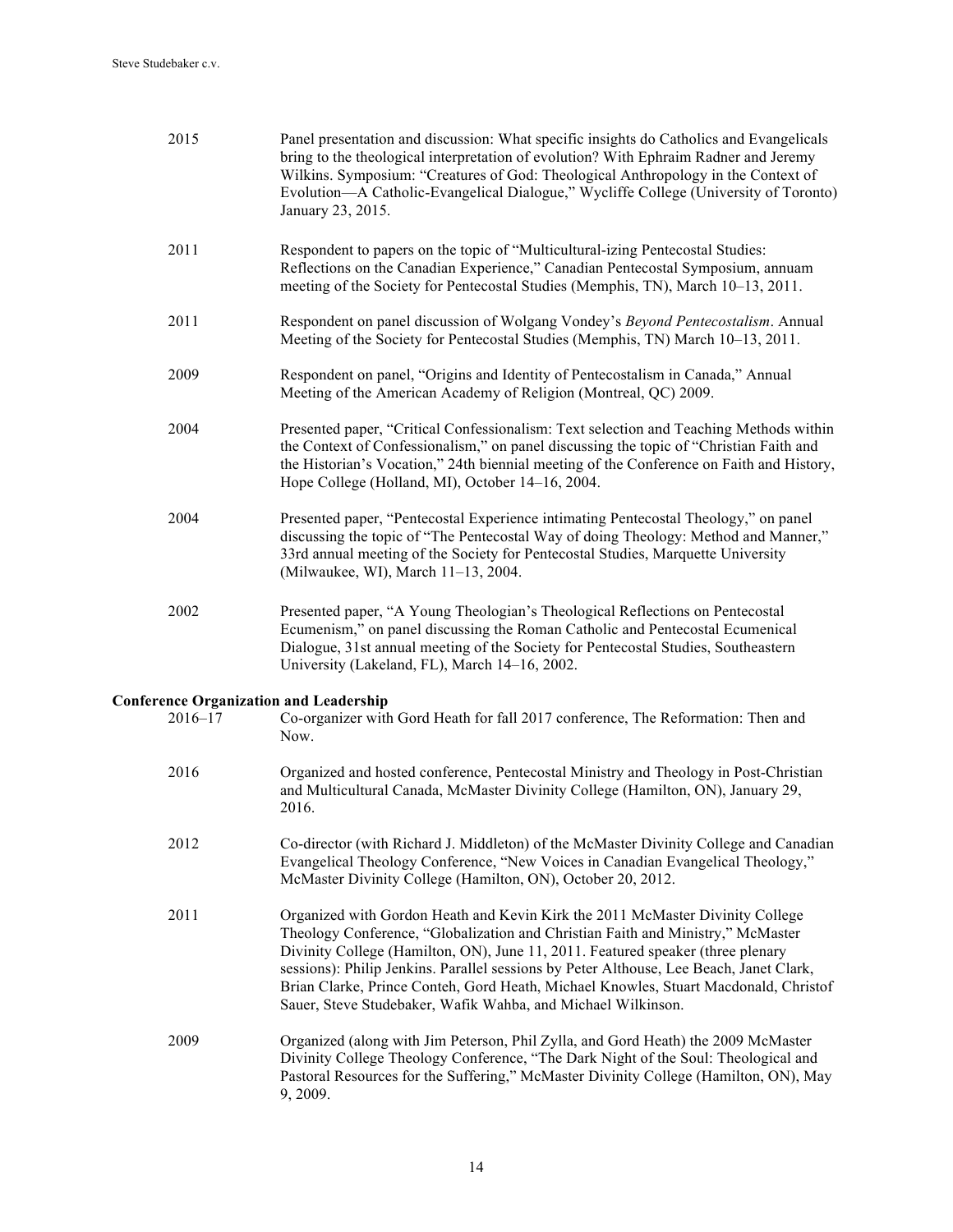2015 Panel presentation and discussion: What specific insights do Catholics and Evangelicals bring to the theological interpretation of evolution? With Ephraim Radner and Jeremy Wilkins. Symposium: "Creatures of God: Theological Anthropology in the Context of Evolution—A Catholic-Evangelical Dialogue," Wycliffe College (University of Toronto) January 23, 2015.

2011 Respondent to papers on the topic of "Multicultural-izing Pentecostal Studies: Reflections on the Canadian Experience," Canadian Pentecostal Symposium, annuam meeting of the Society for Pentecostal Studies (Memphis, TN), March 10–13, 2011.

2011 Respondent on panel discussion of Wolgang Vondey's *Beyond Pentecostalism*. Annual Meeting of the Society for Pentecostal Studies (Memphis, TN) March 10–13, 2011.

2009 Respondent on panel, "Origins and Identity of Pentecostalism in Canada," Annual Meeting of the American Academy of Religion (Montreal, QC) 2009.

2004 Presented paper, "Critical Confessionalism: Text selection and Teaching Methods within the Context of Confessionalism," on panel discussing the topic of "Christian Faith and the Historian's Vocation," 24th biennial meeting of the Conference on Faith and History, Hope College (Holland, MI), October 14–16, 2004.

2004 Presented paper, "Pentecostal Experience intimating Pentecostal Theology," on panel discussing the topic of "The Pentecostal Way of doing Theology: Method and Manner," 33rd annual meeting of the Society for Pentecostal Studies, Marquette University (Milwaukee, WI), March 11–13, 2004.

2002 Presented paper, "A Young Theologian's Theological Reflections on Pentecostal Ecumenism," on panel discussing the Roman Catholic and Pentecostal Ecumenical Dialogue, 31st annual meeting of the Society for Pentecostal Studies, Southeastern University (Lakeland, FL), March 14–16, 2002.

**Conference Organization and Leadership**

2016–17 Co-organizer with Gord Heath for fall 2017 conference, The Reformation: Then and Now.

2016 Organized and hosted conference, Pentecostal Ministry and Theology in Post-Christian and Multicultural Canada, McMaster Divinity College (Hamilton, ON), January 29, 2016.

2012 Co-director (with Richard J. Middleton) of the McMaster Divinity College and Canadian Evangelical Theology Conference, "New Voices in Canadian Evangelical Theology," McMaster Divinity College (Hamilton, ON), October 20, 2012.

2011 Organized with Gordon Heath and Kevin Kirk the 2011 McMaster Divinity College Theology Conference, "Globalization and Christian Faith and Ministry," McMaster Divinity College (Hamilton, ON), June 11, 2011. Featured speaker (three plenary sessions): Philip Jenkins. Parallel sessions by Peter Althouse, Lee Beach, Janet Clark, Brian Clarke, Prince Conteh, Gord Heath, Michael Knowles, Stuart Macdonald, Christof Sauer, Steve Studebaker, Wafik Wahba, and Michael Wilkinson.

2009 Organized (along with Jim Peterson, Phil Zylla, and Gord Heath) the 2009 McMaster Divinity College Theology Conference, "The Dark Night of the Soul: Theological and Pastoral Resources for the Suffering," McMaster Divinity College (Hamilton, ON), May 9, 2009.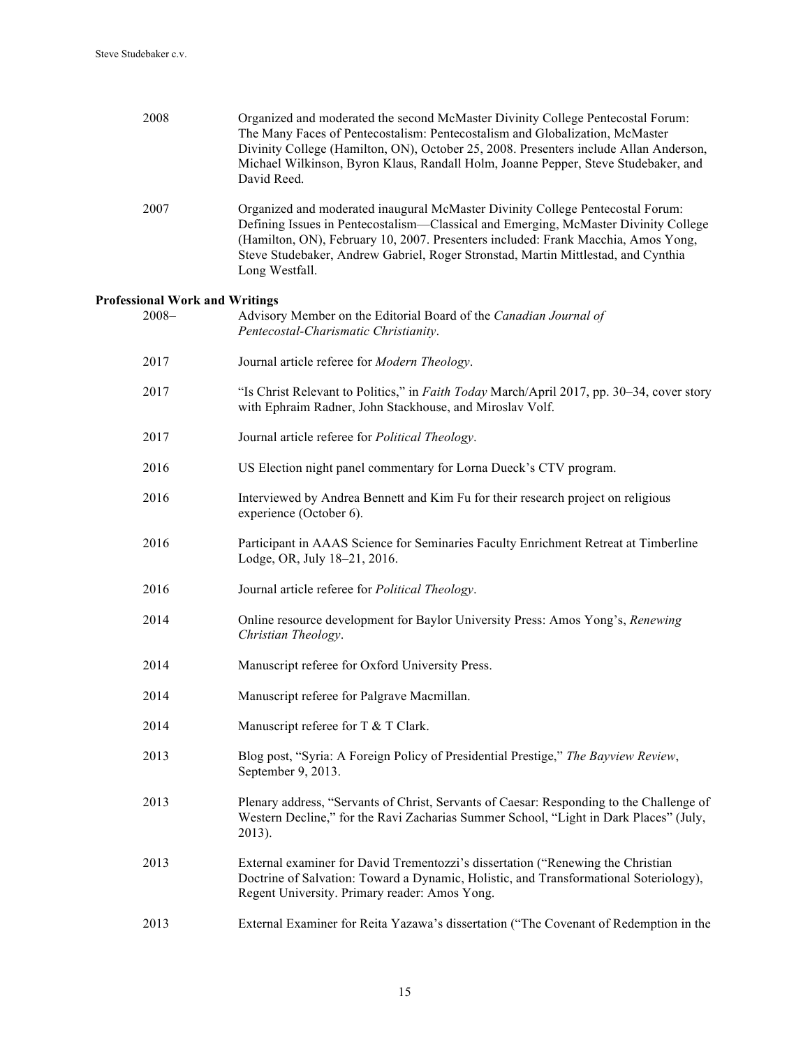2008 Organized and moderated the second McMaster Divinity College Pentecostal Forum: The Many Faces of Pentecostalism: Pentecostalism and Globalization, McMaster Divinity College (Hamilton, ON), October 25, 2008. Presenters include Allan Anderson, Michael Wilkinson, Byron Klaus, Randall Holm, Joanne Pepper, Steve Studebaker, and David Reed.

2007 Organized and moderated inaugural McMaster Divinity College Pentecostal Forum: Defining Issues in Pentecostalism—Classical and Emerging, McMaster Divinity College (Hamilton, ON), February 10, 2007. Presenters included: Frank Macchia, Amos Yong, Steve Studebaker, Andrew Gabriel, Roger Stronstad, Martin Mittlestad, and Cynthia Long Westfall.

**Professional Work and Writings**

2008– Advisory Member on the Editorial Board of the *Canadian Journal of Pentecostal-Charismatic Christianity*.

2017 Journal article referee for *Modern Theology*.

2017 "Is Christ Relevant to Politics," in *Faith Today* March/April 2017, pp. 30–34, cover story with Ephraim Radner, John Stackhouse, and Miroslav Volf.

2017 Journal article referee for *Political Theology*.

2016 US Election night panel commentary for Lorna Dueck's CTV program.

2016 Interviewed by Andrea Bennett and Kim Fu for their research project on religious experience (October 6).

2016 Participant in AAAS Science for Seminaries Faculty Enrichment Retreat at Timberline Lodge, OR, July 18–21, 2016.

2016 Journal article referee for *Political Theology*.

2014 Online resource development for Baylor University Press: Amos Yong's, *Renewing Christian Theology*.

2014 Manuscript referee for Oxford University Press.

2014 Manuscript referee for Palgrave Macmillan.

2014 Manuscript referee for T & T Clark.

2013 Blog post, "Syria: A Foreign Policy of Presidential Prestige," *The Bayview Review*, September 9, 2013.

2013 Plenary address, "Servants of Christ, Servants of Caesar: Responding to the Challenge of Western Decline," for the Ravi Zacharias Summer School, "Light in Dark Places" (July, 2013).

2013 External examiner for David Trementozzi's dissertation ("Renewing the Christian Doctrine of Salvation: Toward a Dynamic, Holistic, and Transformational Soteriology), Regent University. Primary reader: Amos Yong.

2013 External Examiner for Reita Yazawa's dissertation ("The Covenant of Redemption in the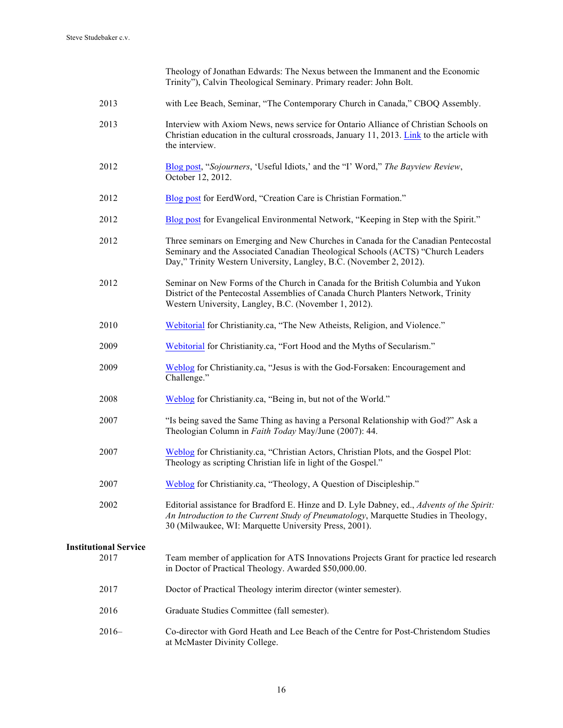Theology of Jonathan Edwards: The Nexus between the Immanent and the Economic Trinity"), Calvin Theological Seminary. Primary reader: John Bolt.

2013 with Lee Beach, Seminar, "The Contemporary Church in Canada," CBOQ Assembly.

2013 Interview with Axiom News, news service for Ontario Alliance of Christian Schools on Christian education in the cultural crossroads, January 11, 2013. Link to the article with the interview.

2012 Blog post, "*Sojourners*, 'Useful Idiots,' and the "I' Word," *The Bayview Review*, October 12, 2012.

2012 Blog post for EerdWord, "Creation Care is Christian Formation."

2012 Blog post for Evangelical Environmental Network, "Keeping in Step with the Spirit."

2012 Three seminars on Emerging and New Churches in Canada for the Canadian Pentecostal Seminary and the Associated Canadian Theological Schools (ACTS) "Church Leaders Day," Trinity Western University, Langley, B.C. (November 2, 2012).

2012 Seminar on New Forms of the Church in Canada for the British Columbia and Yukon District of the Pentecostal Assemblies of Canada Church Planters Network, Trinity Western University, Langley, B.C. (November 1, 2012).

2010 Webitorial for Christianity.ca, "The New Atheists, Religion, and Violence."

2009 Webitorial for Christianity.ca, "Fort Hood and the Myths of Secularism."

2009 Weblog for Christianity.ca, "Jesus is with the God-Forsaken: Encouragement and Challenge."

2008 Weblog for Christianity.ca, "Being in, but not of the World."

2007 "Is being saved the Same Thing as having a Personal Relationship with God?" Ask a Theologian Column in *Faith Today* May/June (2007): 44.

2007 Weblog for Christianity.ca, "Christian Actors, Christian Plots, and the Gospel Plot: Theology as scripting Christian life in light of the Gospel."

2007 Weblog for Christianity.ca, "Theology, A Question of Discipleship."

2002 Editorial assistance for Bradford E. Hinze and D. Lyle Dabney, ed., *Advents of the Spirit: An Introduction to the Current Study of Pneumatology*, Marquette Studies in Theology, 30 (Milwaukee, WI: Marquette University Press, 2001).

**Institutional Service**

2017 Team member of application for ATS Innovations Projects Grant for practice led research in Doctor of Practical Theology. Awarded $50,000.00.

2017 Doctor of Practical Theology interim director (winter semester).

2016 Graduate Studies Committee (fall semester).

2016– Co-director with Gord Heath and Lee Beach of the Centre for Post-Christendom Studies at McMaster Divinity College.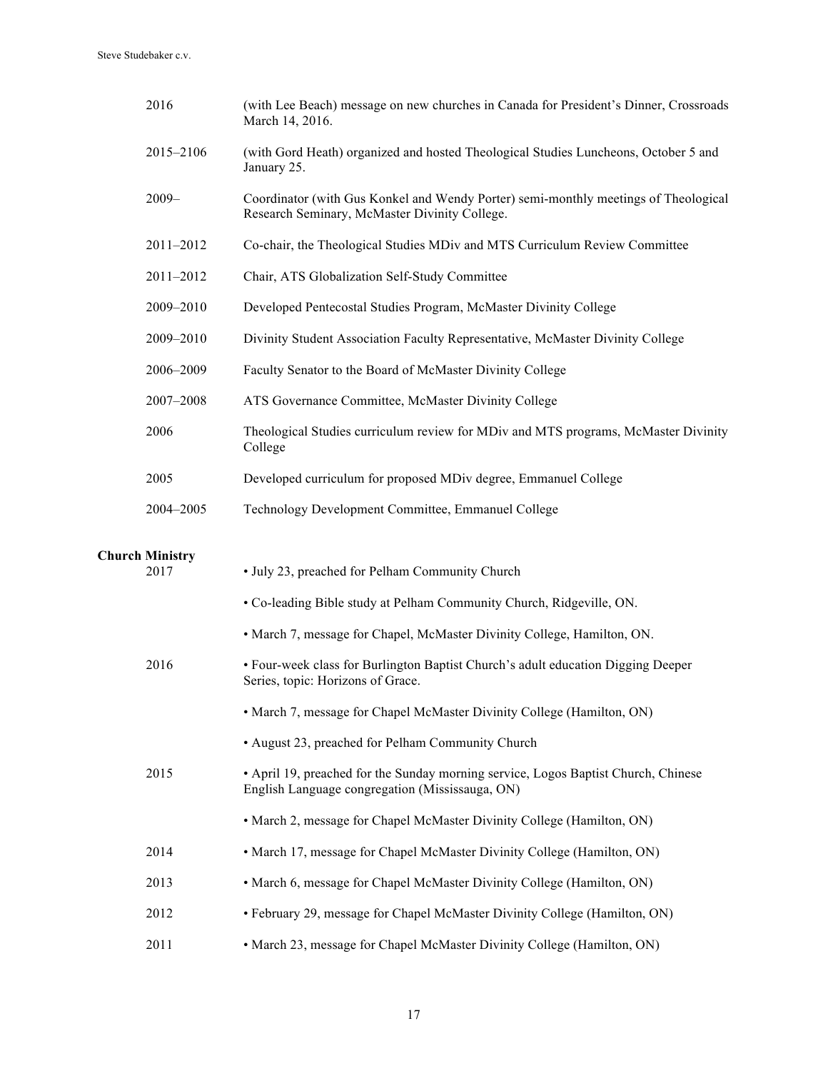2016 (with Lee Beach) message on new churches in Canada for President's Dinner, Crossroads March 14, 2016.

2015–2106 (with Gord Heath) organized and hosted Theological Studies Luncheons, October 5 and January 25.

2009– Coordinator (with Gus Konkel and Wendy Porter) semi-monthly meetings of Theological Research Seminary, McMaster Divinity College.

2011–2012 Co-chair, the Theological Studies MDiv and MTS Curriculum Review Committee

2011–2012 Chair, ATS Globalization Self-Study Committee

2009–2010 Developed Pentecostal Studies Program, McMaster Divinity College

2009–2010 Divinity Student Association Faculty Representative, McMaster Divinity College

2006–2009 Faculty Senator to the Board of McMaster Divinity College

2007–2008 ATS Governance Committee, McMaster Divinity College

2006 Theological Studies curriculum review for MDiv and MTS programs, McMaster Divinity College

2005 Developed curriculum for proposed MDiv degree, Emmanuel College

2004–2005 Technology Development Committee, Emmanuel College

**Church Ministry**

2017
- July 23, preached for Pelham Community Church
- Co-leading Bible study at Pelham Community Church, Ridgeville, ON.
- March 7, message for Chapel, McMaster Divinity College, Hamilton, ON.

2016
- Four-week class for Burlington Baptist Church's adult education Digging Deeper Series, topic: Horizons of Grace.
- March 7, message for Chapel McMaster Divinity College (Hamilton, ON)
- August 23, preached for Pelham Community Church

2015
- April 19, preached for the Sunday morning service, Logos Baptist Church, Chinese English Language congregation (Mississauga, ON)
- March 2, message for Chapel McMaster Divinity College (Hamilton, ON)

2014
- March 17, message for Chapel McMaster Divinity College (Hamilton, ON)

2013
- March 6, message for Chapel McMaster Divinity College (Hamilton, ON)

2012
- February 29, message for Chapel McMaster Divinity College (Hamilton, ON)

2011
- March 23, message for Chapel McMaster Divinity College (Hamilton, ON)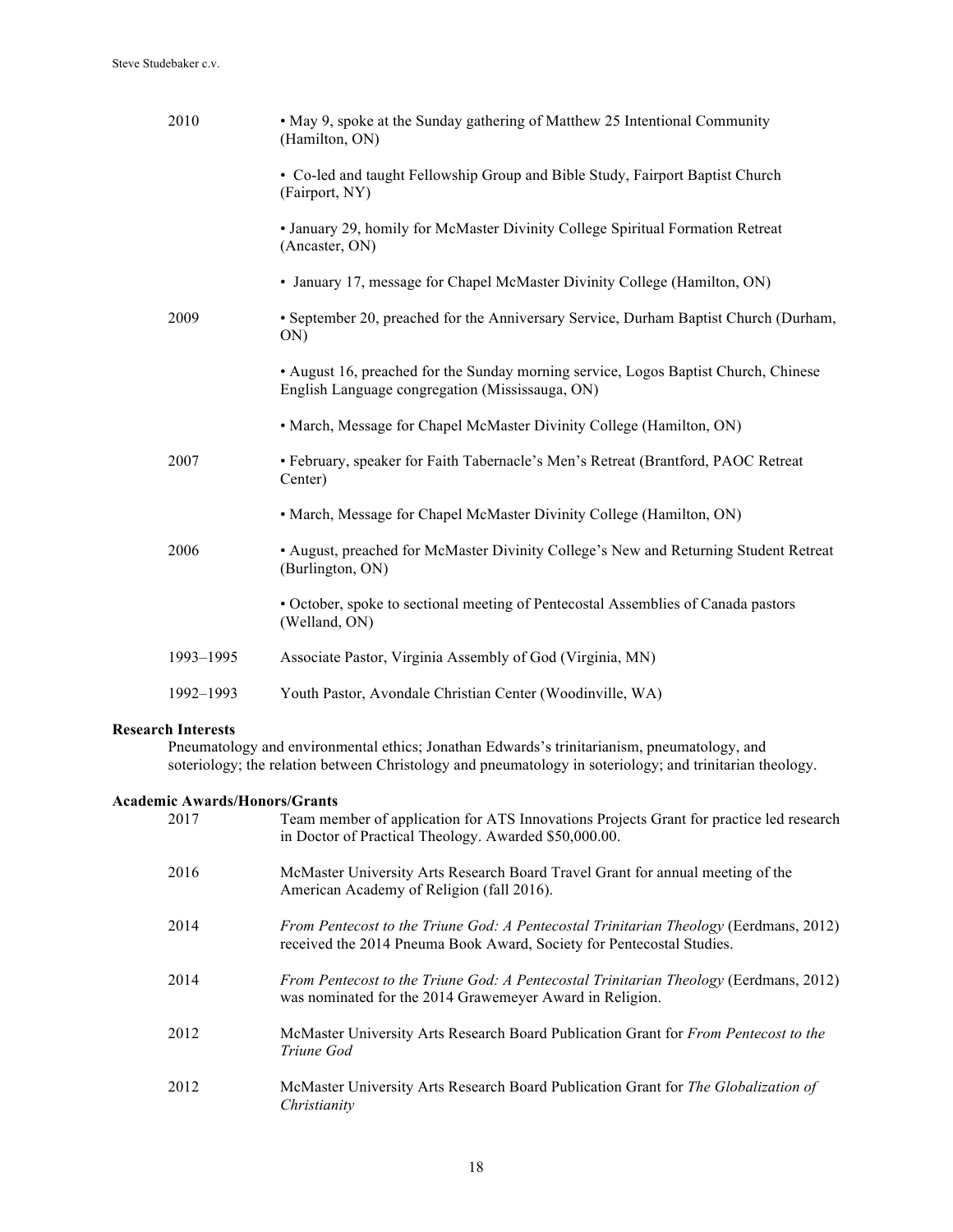| | |
|---|---|
| 2010 | • May 9, spoke at the Sunday gathering of Matthew 25 Intentional Community (Hamilton, ON) |
| | • Co-led and taught Fellowship Group and Bible Study, Fairport Baptist Church (Fairport, NY) |
| | • January 29, homily for McMaster Divinity College Spiritual Formation Retreat (Ancaster, ON) |
| | • January 17, message for Chapel McMaster Divinity College (Hamilton, ON) |
| 2009 | • September 20, preached for the Anniversary Service, Durham Baptist Church (Durham, ON) |
| | • August 16, preached for the Sunday morning service, Logos Baptist Church, Chinese English Language congregation (Mississauga, ON) |
| | • March, Message for Chapel McMaster Divinity College (Hamilton, ON) |
| 2007 | • February, speaker for Faith Tabernacle's Men's Retreat (Brantford, PAOC Retreat Center) |
| | • March, Message for Chapel McMaster Divinity College (Hamilton, ON) |
| 2006 | • August, preached for McMaster Divinity College's New and Returning Student Retreat (Burlington, ON) |
| | • October, spoke to sectional meeting of Pentecostal Assemblies of Canada pastors (Welland, ON) |
| 1993–1995 | Associate Pastor, Virginia Assembly of God (Virginia, MN) |
| 1992–1993 | Youth Pastor, Avondale Christian Center (Woodinville, WA) |

**Research Interests**

Pneumatology and environmental ethics; Jonathan Edwards's trinitarianism, pneumatology, and soteriology; the relation between Christology and pneumatology in soteriology; and trinitarian theology.

**Academic Awards/Honors/Grants**

| | |
|---|---|
| 2017 | Team member of application for ATS Innovations Projects Grant for practice led research in Doctor of Practical Theology. Awarded $50,000.00. |
| 2016 | McMaster University Arts Research Board Travel Grant for annual meeting of the American Academy of Religion (fall 2016). |
| 2014 | *From Pentecost to the Triune God: A Pentecostal Trinitarian Theology* (Eerdmans, 2012) received the 2014 Pneuma Book Award, Society for Pentecostal Studies. |
| 2014 | *From Pentecost to the Triune God: A Pentecostal Trinitarian Theology* (Eerdmans, 2012) was nominated for the 2014 Grawemeyer Award in Religion. |
| 2012 | McMaster University Arts Research Board Publication Grant for *From Pentecost to the Triune God* |
| 2012 | McMaster University Arts Research Board Publication Grant for *The Globalization of Christianity* |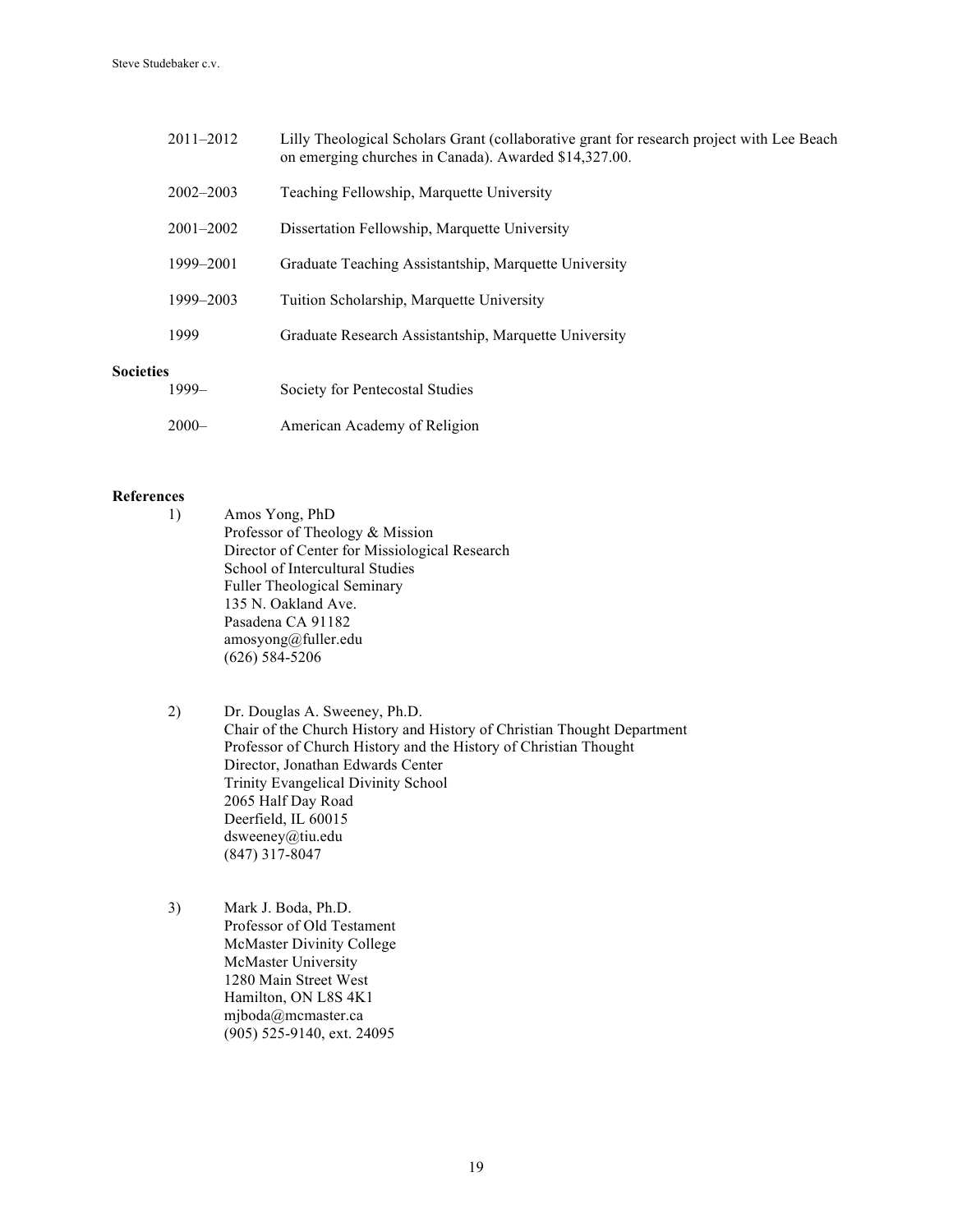| | |
|---|---|
| 2011–2012 | Lilly Theological Scholars Grant (collaborative grant for research project with Lee Beach on emerging churches in Canada). Awarded $14,327.00. |
| 2002–2003 | Teaching Fellowship, Marquette University |
| 2001–2002 | Dissertation Fellowship, Marquette University |
| 1999–2001 | Graduate Teaching Assistantship, Marquette University |
| 1999–2003 | Tuition Scholarship, Marquette University |
| 1999 | Graduate Research Assistantship, Marquette University |

**Societies**

| | |
|---|---|
| 1999– | Society for Pentecostal Studies |
| 2000– | American Academy of Religion |

**References**

1) Amos Yong, PhD
Professor of Theology & Mission
Director of Center for Missiological Research
School of Intercultural Studies
Fuller Theological Seminary
135 N. Oakland Ave.
Pasadena CA 91182
amosyong@fuller.edu
(626) 584-5206

2) Dr. Douglas A. Sweeney, Ph.D.
Chair of the Church History and History of Christian Thought Department
Professor of Church History and the History of Christian Thought
Director, Jonathan Edwards Center
Trinity Evangelical Divinity School
2065 Half Day Road
Deerfield, IL 60015
dsweeney@tiu.edu
(847) 317-8047

3) Mark J. Boda, Ph.D.
Professor of Old Testament
McMaster Divinity College
McMaster University
1280 Main Street West
Hamilton, ON L8S 4K1
mjboda@mcmaster.ca
(905) 525-9140, ext. 24095